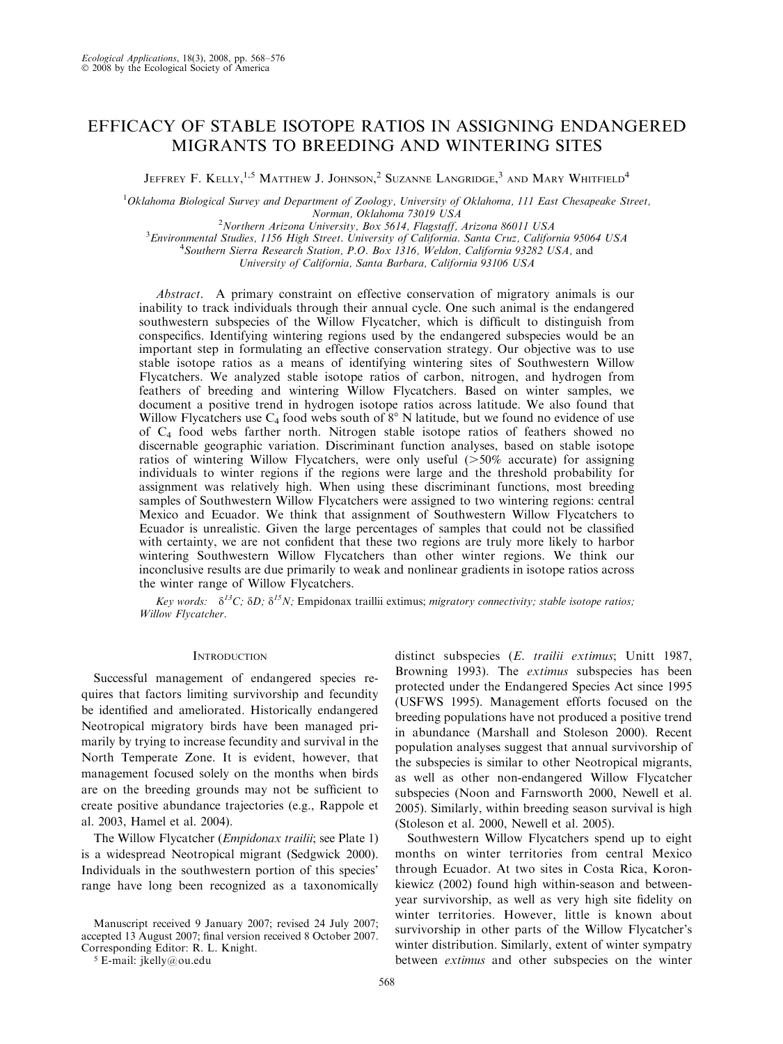# EFFICACY OF STABLE ISOTOPE RATIOS IN ASSIGNING ENDANGERED MIGRANTS TO BREEDING AND WINTERING SITES

Jeffrey F. Kelly,[1,5] Matthew J. Johnson,[2] Suzanne Langridge,[3] and Mary Whitfield[4]

[1]Oklahoma Biological Survey and Department of Zoology, University of Oklahoma, 111 East Chesapeake Street, Norman, Oklahoma 73019 USA

[2]Northern Arizona University, Box 5614, Flagstaff, Arizona 86011 USA

[3]Environmental Studies, 1156 High Street. University of California. Santa Cruz, California 95064 USA

[4]Southern Sierra Research Station, P.O. Box 1316, Weldon, California 93282 USA, and University of California, Santa Barbara, California 93106 USA

*Abstract*. A primary constraint on effective conservation of migratory animals is our inability to track individuals through their annual cycle. One such animal is the endangered southwestern subspecies of the Willow Flycatcher, which is difficult to distinguish from conspecifics. Identifying wintering regions used by the endangered subspecies would be an important step in formulating an effective conservation strategy. Our objective was to use stable isotope ratios as a means of identifying wintering sites of Southwestern Willow Flycatchers. We analyzed stable isotope ratios of carbon, nitrogen, and hydrogen from feathers of breeding and wintering Willow Flycatchers. Based on winter samples, we document a positive trend in hydrogen isotope ratios across latitude. We also found that Willow Flycatchers use $C_4$ food webs south of 8° N latitude, but we found no evidence of use of $C_4$ food webs farther north. Nitrogen stable isotope ratios of feathers showed no discernable geographic variation. Discriminant function analyses, based on stable isotope ratios of wintering Willow Flycatchers, were only useful (>50% accurate) for assigning individuals to winter regions if the regions were large and the threshold probability for assignment was relatively high. When using these discriminant functions, most breeding samples of Southwestern Willow Flycatchers were assigned to two wintering regions: central Mexico and Ecuador. We think that assignment of Southwestern Willow Flycatchers to Ecuador is unrealistic. Given the large percentages of samples that could not be classified with certainty, we are not confident that these two regions are truly more likely to harbor wintering Southwestern Willow Flycatchers than other winter regions. We think our inconclusive results are due primarily to weak and nonlinear gradients in isotope ratios across the winter range of Willow Flycatchers.

*Key words:* $\delta^{13}C$; $\delta D$; $\delta^{15}N$; *Empidonax traillii extimus; migratory connectivity; stable isotope ratios; Willow Flycatcher*.

## Introduction

Successful management of endangered species requires that factors limiting survivorship and fecundity be identified and ameliorated. Historically endangered Neotropical migratory birds have been managed primarily by trying to increase fecundity and survival in the North Temperate Zone. It is evident, however, that management focused solely on the months when birds are on the breeding grounds may not be sufficient to create positive abundance trajectories (e.g., Rappole et al. 2003, Hamel et al. 2004).

The Willow Flycatcher (*Empidonax trailii*; see Plate 1) is a widespread Neotropical migrant (Sedgwick 2000). Individuals in the southwestern portion of this species' range have long been recognized as a taxonomically distinct subspecies (*E. trailii extimus*; Unitt 1987, Browning 1993). The *extimus* subspecies has been protected under the Endangered Species Act since 1995 (USFWS 1995). Management efforts focused on the breeding populations have not produced a positive trend in abundance (Marshall and Stoleson 2000). Recent population analyses suggest that annual survivorship of the subspecies is similar to other Neotropical migrants, as well as other non-endangered Willow Flycatcher subspecies (Noon and Farnsworth 2000, Newell et al. 2005). Similarly, within breeding season survival is high (Stoleson et al. 2000, Newell et al. 2005).

Southwestern Willow Flycatchers spend up to eight months on winter territories from central Mexico through Ecuador. At two sites in Costa Rica, Koronkiewicz (2002) found high within-season and between-year survivorship, as well as very high site fidelity on winter territories. However, little is known about survivorship in other parts of the Willow Flycatcher's winter distribution. Similarly, extent of winter sympatry between *extimus* and other subspecies on the winter

Manuscript received 9 January 2007; revised 24 July 2007; accepted 13 August 2007; final version received 8 October 2007. Corresponding Editor: R. L. Knight.

[5] E-mail: jkelly@ou.edu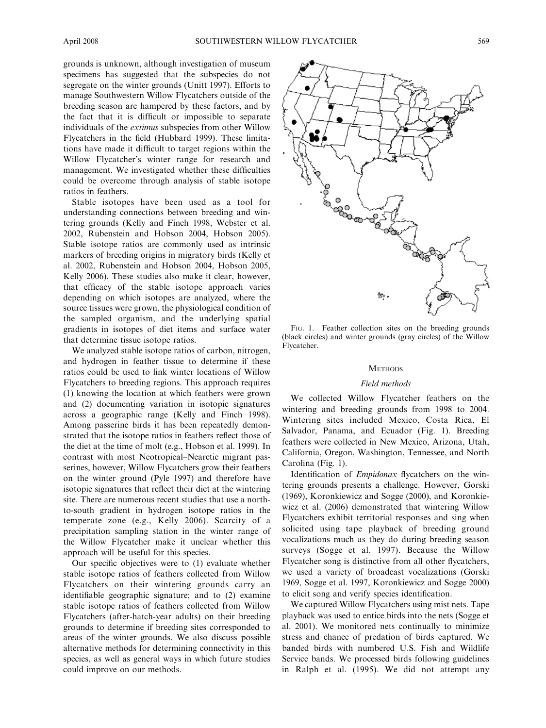grounds is unknown, although investigation of museum specimens has suggested that the subspecies do not segregate on the winter grounds (Unitt 1997). Efforts to manage Southwestern Willow Flycatchers outside of the breeding season are hampered by these factors, and by the fact that it is difficult or impossible to separate individuals of the *extimus* subspecies from other Willow Flycatchers in the field (Hubbard 1999). These limitations have made it difficult to target regions within the Willow Flycatcher's winter range for research and management. We investigated whether these difficulties could be overcome through analysis of stable isotope ratios in feathers.

Stable isotopes have been used as a tool for understanding connections between breeding and wintering grounds (Kelly and Finch 1998, Webster et al. 2002, Rubenstein and Hobson 2004, Hobson 2005). Stable isotope ratios are commonly used as intrinsic markers of breeding origins in migratory birds (Kelly et al. 2002, Rubenstein and Hobson 2004, Hobson 2005, Kelly 2006). These studies also make it clear, however, that efficacy of the stable isotope approach varies depending on which isotopes are analyzed, where the source tissues were grown, the physiological condition of the sampled organism, and the underlying spatial gradients in isotopes of diet items and surface water that determine tissue isotope ratios.

We analyzed stable isotope ratios of carbon, nitrogen, and hydrogen in feather tissue to determine if these ratios could be used to link winter locations of Willow Flycatchers to breeding regions. This approach requires (1) knowing the location at which feathers were grown and (2) documenting variation in isotopic signatures across a geographic range (Kelly and Finch 1998). Among passerine birds it has been repeatedly demonstrated that the isotope ratios in feathers reflect those of the diet at the time of molt (e.g., Hobson et al. 1999). In contrast with most Neotropical–Nearctic migrant passerines, however, Willow Flycatchers grow their feathers on the winter ground (Pyle 1997) and therefore have isotopic signatures that reflect their diet at the wintering site. There are numerous recent studies that use a north-to-south gradient in hydrogen isotope ratios in the temperate zone (e.g., Kelly 2006). Scarcity of a precipitation sampling station in the winter range of the Willow Flycatcher make it unclear whether this approach will be useful for this species.

Our specific objectives were to (1) evaluate whether stable isotope ratios of feathers collected from Willow Flycatchers on their wintering grounds carry an identifiable geographic signature; and to (2) examine stable isotope ratios of feathers collected from Willow Flycatchers (after-hatch-year adults) on their breeding grounds to determine if breeding sites corresponded to areas of the winter grounds. We also discuss possible alternative methods for determining connectivity in this species, as well as general ways in which future studies could improve on our methods.

FIG. 1. Feather collection sites on the breeding grounds (black circles) and winter grounds (gray circles) of the Willow Flycatcher.

## METHODS

### Field methods

We collected Willow Flycatcher feathers on the wintering and breeding grounds from 1998 to 2004. Wintering sites included Mexico, Costa Rica, El Salvador, Panama, and Ecuador (Fig. 1). Breeding feathers were collected in New Mexico, Arizona, Utah, California, Oregon, Washington, Tennessee, and North Carolina (Fig. 1).

Identification of *Empidonax* flycatchers on the wintering grounds presents a challenge. However, Gorski (1969), Koronkiewicz and Sogge (2000), and Koronkiewicz et al. (2006) demonstrated that wintering Willow Flycatchers exhibit territorial responses and sing when solicited using tape playback of breeding ground vocalizations much as they do during breeding season surveys (Sogge et al. 1997). Because the Willow Flycatcher song is distinctive from all other flycatchers, we used a variety of broadcast vocalizations (Gorski 1969, Sogge et al. 1997, Koronkiewicz and Sogge 2000) to elicit song and verify species identification.

We captured Willow Flycatchers using mist nets. Tape playback was used to entice birds into the nets (Sogge et al. 2001). We monitored nets continually to minimize stress and chance of predation of birds captured. We banded birds with numbered U.S. Fish and Wildlife Service bands. We processed birds following guidelines in Ralph et al. (1995). We did not attempt any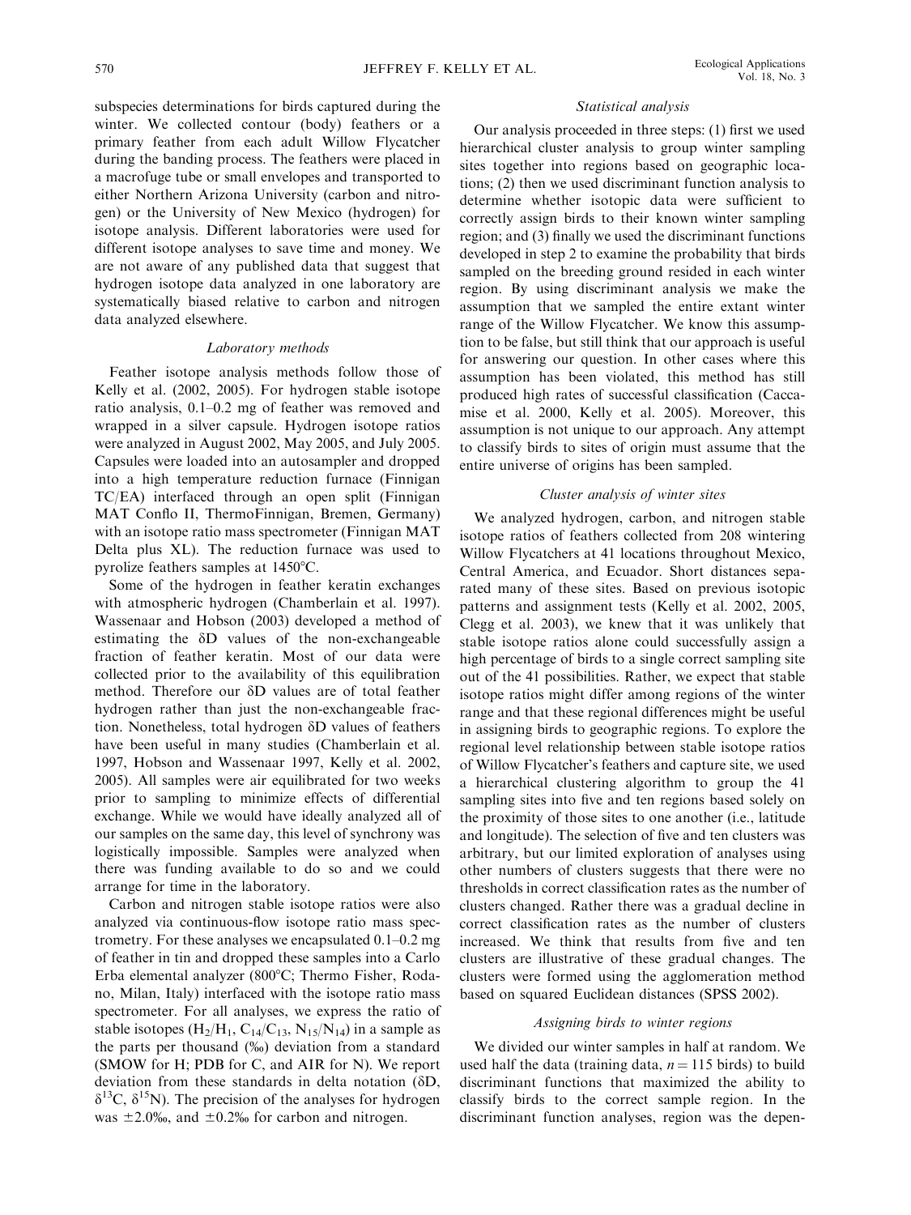subspecies determinations for birds captured during the winter. We collected contour (body) feathers or a primary feather from each adult Willow Flycatcher during the banding process. The feathers were placed in a macrofuge tube or small envelopes and transported to either Northern Arizona University (carbon and nitrogen) or the University of New Mexico (hydrogen) for isotope analysis. Different laboratories were used for different isotope analyses to save time and money. We are not aware of any published data that suggest that hydrogen isotope data analyzed in one laboratory are systematically biased relative to carbon and nitrogen data analyzed elsewhere.

### *Laboratory methods*

Feather isotope analysis methods follow those of Kelly et al. (2002, 2005). For hydrogen stable isotope ratio analysis, 0.1–0.2 mg of feather was removed and wrapped in a silver capsule. Hydrogen isotope ratios were analyzed in August 2002, May 2005, and July 2005. Capsules were loaded into an autosampler and dropped into a high temperature reduction furnace (Finnigan TC/EA) interfaced through an open split (Finnigan MAT Conflo II, ThermoFinnigan, Bremen, Germany) with an isotope ratio mass spectrometer (Finnigan MAT Delta plus XL). The reduction furnace was used to pyrolize feathers samples at 1450°C.

Some of the hydrogen in feather keratin exchanges with atmospheric hydrogen (Chamberlain et al. 1997). Wassenaar and Hobson (2003) developed a method of estimating the δD values of the non-exchangeable fraction of feather keratin. Most of our data were collected prior to the availability of this equilibration method. Therefore our δD values are of total feather hydrogen rather than just the non-exchangeable fraction. Nonetheless, total hydrogen δD values of feathers have been useful in many studies (Chamberlain et al. 1997, Hobson and Wassenaar 1997, Kelly et al. 2002, 2005). All samples were air equilibrated for two weeks prior to sampling to minimize effects of differential exchange. While we would have ideally analyzed all of our samples on the same day, this level of synchrony was logistically impossible. Samples were analyzed when there was funding available to do so and we could arrange for time in the laboratory.

Carbon and nitrogen stable isotope ratios were also analyzed via continuous-flow isotope ratio mass spectrometry. For these analyses we encapsulated 0.1–0.2 mg of feather in tin and dropped these samples into a Carlo Erba elemental analyzer (800°C; Thermo Fisher, Rodano, Milan, Italy) interfaced with the isotope ratio mass spectrometer. For all analyses, we express the ratio of stable isotopes ($H_2/H_1$, $C_{14}/C_{13}$, $N_{15}/N_{14}$) in a sample as the parts per thousand (‰) deviation from a standard (SMOW for H; PDB for C, and AIR for N). We report deviation from these standards in delta notation (δD, $\delta^{13}C$, $\delta^{15}N$). The precision of the analyses for hydrogen was ±2.0‰, and ±0.2‰ for carbon and nitrogen.

### *Statistical analysis*

Our analysis proceeded in three steps: (1) first we used hierarchical cluster analysis to group winter sampling sites together into regions based on geographic locations; (2) then we used discriminant function analysis to determine whether isotopic data were sufficient to correctly assign birds to their known winter sampling region; and (3) finally we used the discriminant functions developed in step 2 to examine the probability that birds sampled on the breeding ground resided in each winter region. By using discriminant analysis we make the assumption that we sampled the entire extant winter range of the Willow Flycatcher. We know this assumption to be false, but still think that our approach is useful for answering our question. In other cases where this assumption has been violated, this method has still produced high rates of successful classification (Caccamise et al. 2000, Kelly et al. 2005). Moreover, this assumption is not unique to our approach. Any attempt to classify birds to sites of origin must assume that the entire universe of origins has been sampled.

### *Cluster analysis of winter sites*

We analyzed hydrogen, carbon, and nitrogen stable isotope ratios of feathers collected from 208 wintering Willow Flycatchers at 41 locations throughout Mexico, Central America, and Ecuador. Short distances separated many of these sites. Based on previous isotopic patterns and assignment tests (Kelly et al. 2002, 2005, Clegg et al. 2003), we knew that it was unlikely that stable isotope ratios alone could successfully assign a high percentage of birds to a single correct sampling site out of the 41 possibilities. Rather, we expect that stable isotope ratios might differ among regions of the winter range and that these regional differences might be useful in assigning birds to geographic regions. To explore the regional level relationship between stable isotope ratios of Willow Flycatcher's feathers and capture site, we used a hierarchical clustering algorithm to group the 41 sampling sites into five and ten regions based solely on the proximity of those sites to one another (i.e., latitude and longitude). The selection of five and ten clusters was arbitrary, but our limited exploration of analyses using other numbers of clusters suggests that there were no thresholds in correct classification rates as the number of clusters changed. Rather there was a gradual decline in correct classification rates as the number of clusters increased. We think that results from five and ten clusters are illustrative of these gradual changes. The clusters were formed using the agglomeration method based on squared Euclidean distances (SPSS 2002).

### *Assigning birds to winter regions*

We divided our winter samples in half at random. We used half the data (training data, $n = 115$ birds) to build discriminant functions that maximized the ability to classify birds to the correct sample region. In the discriminant function analyses, region was the depen-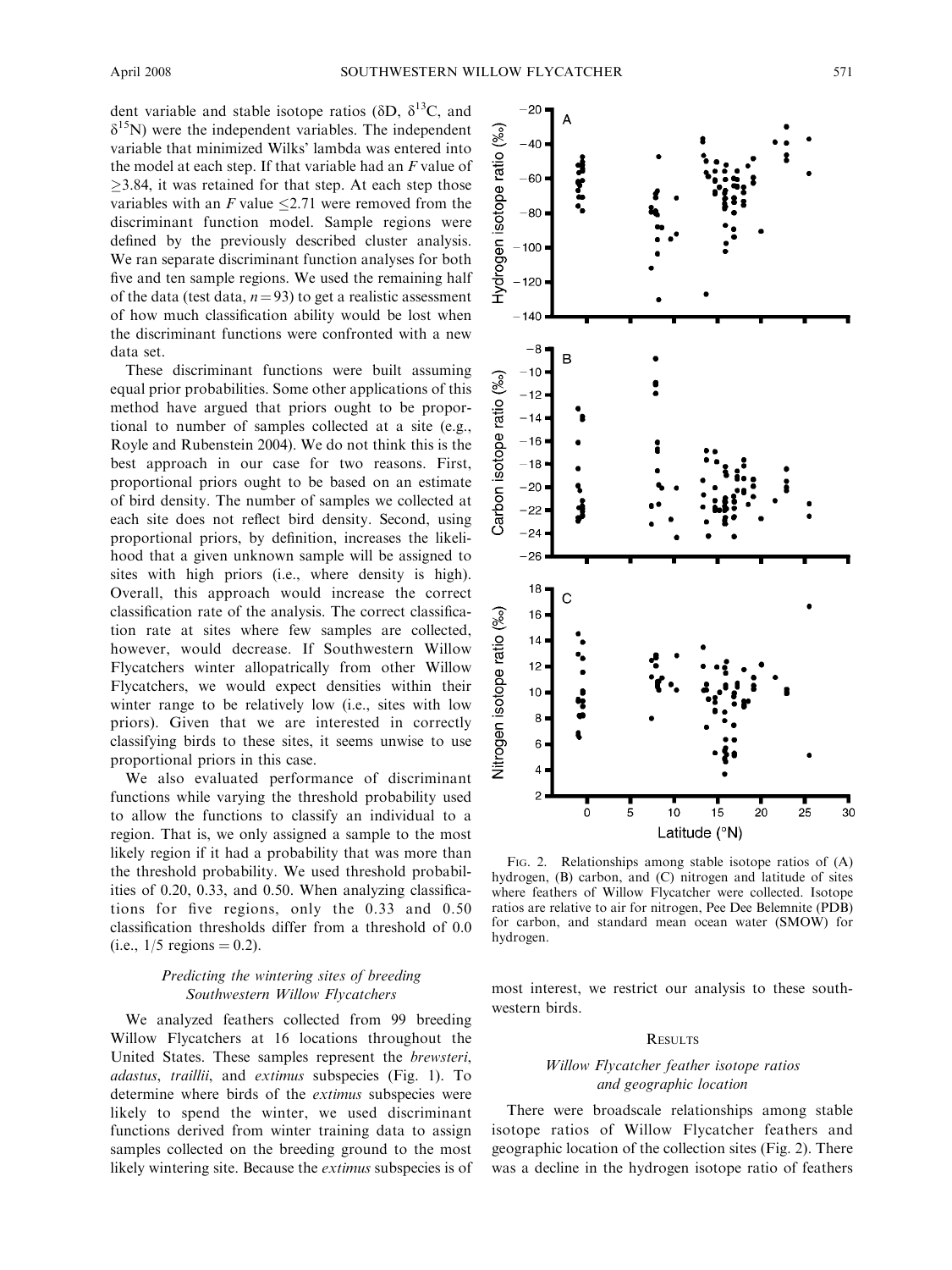dent variable and stable isotope ratios ($\delta D$, $\delta^{13}C$, and $\delta^{15}N$) were the independent variables. The independent variable that minimized Wilks' lambda was entered into the model at each step. If that variable had an $F$ value of $\geq 3.84$, it was retained for that step. At each step those variables with an $F$ value $\leq 2.71$ were removed from the discriminant function model. Sample regions were defined by the previously described cluster analysis. We ran separate discriminant function analyses for both five and ten sample regions. We used the remaining half of the data (test data, $n = 93$) to get a realistic assessment of how much classification ability would be lost when the discriminant functions were confronted with a new data set.

These discriminant functions were built assuming equal prior probabilities. Some other applications of this method have argued that priors ought to be proportional to number of samples collected at a site (e.g., Royle and Rubenstein 2004). We do not think this is the best approach in our case for two reasons. First, proportional priors ought to be based on an estimate of bird density. The number of samples we collected at each site does not reflect bird density. Second, using proportional priors, by definition, increases the likelihood that a given unknown sample will be assigned to sites with high priors (i.e., where density is high). Overall, this approach would increase the correct classification rate of the analysis. The correct classification rate at sites where few samples are collected, however, would decrease. If Southwestern Willow Flycatchers winter allopatrically from other Willow Flycatchers, we would expect densities within their winter range to be relatively low (i.e., sites with low priors). Given that we are interested in correctly classifying birds to these sites, it seems unwise to use proportional priors in this case.

We also evaluated performance of discriminant functions while varying the threshold probability used to allow the functions to classify an individual to a region. That is, we only assigned a sample to the most likely region if it had a probability that was more than the threshold probability. We used threshold probabilities of 0.20, 0.33, and 0.50. When analyzing classifications for five regions, only the 0.33 and 0.50 classification thresholds differ from a threshold of 0.0 (i.e., 1/5 regions = 0.2).

### *Predicting the wintering sites of breeding Southwestern Willow Flycatchers*

We analyzed feathers collected from 99 breeding Willow Flycatchers at 16 locations throughout the United States. These samples represent the *brewsteri*, *adastus*, *traillii*, and *extimus* subspecies (Fig. 1). To determine where birds of the *extimus* subspecies were likely to spend the winter, we used discriminant functions derived from winter training data to assign samples collected on the breeding ground to the most likely wintering site. Because the *extimus* subspecies is of most interest, we restrict our analysis to these southwestern birds.

FIG. 2. Relationships among stable isotope ratios of (A) hydrogen, (B) carbon, and (C) nitrogen and latitude of sites where feathers of Willow Flycatcher were collected. Isotope ratios are relative to air for nitrogen, Pee Dee Belemnite (PDB) for carbon, and standard mean ocean water (SMOW) for hydrogen.

## RESULTS

### *Willow Flycatcher feather isotope ratios and geographic location*

There were broadscale relationships among stable isotope ratios of Willow Flycatcher feathers and geographic location of the collection sites (Fig. 2). There was a decline in the hydrogen isotope ratio of feathers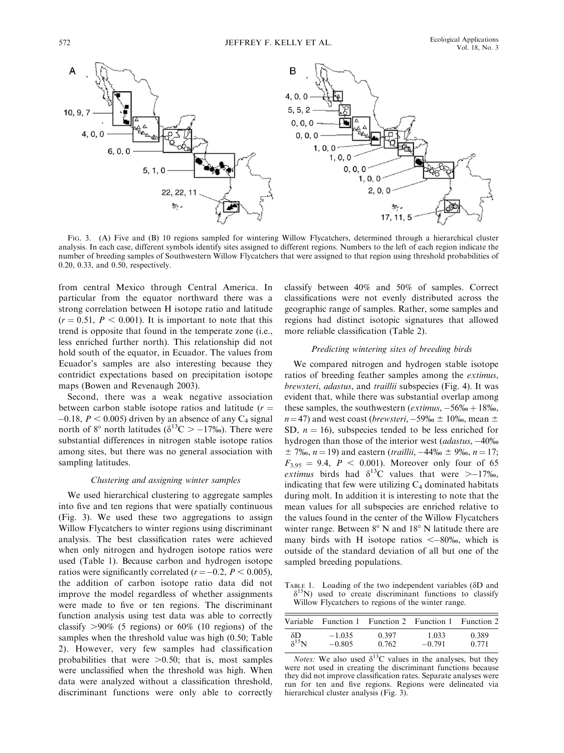FIG. 3. (A) Five and (B) 10 regions sampled for wintering Willow Flycatchers, determined through a hierarchical cluster analysis. In each case, different symbols identify sites assigned to different regions. Numbers to the left of each region indicate the number of breeding samples of Southwestern Willow Flycatchers that were assigned to that region using threshold probabilities of 0.20, 0.33, and 0.50, respectively.

from central Mexico through Central America. In particular from the equator northward there was a strong correlation between H isotope ratio and latitude ($r = 0.51$, $P < 0.001$). It is important to note that this trend is opposite that found in the temperate zone (i.e., less enriched further north). This relationship did not hold south of the equator, in Ecuador. The values from Ecuador's samples are also interesting because they contridict expectations based on precipitation isotope maps (Bowen and Revenaugh 2003).

Second, there was a weak negative association between carbon stable isotope ratios and latitude ($r = -0.18$, $P < 0.005$) driven by an absence of any $C_4$ signal north of 8° north latitudes ($\delta^{13}C > -17‰$). There were substantial differences in nitrogen stable isotope ratios among sites, but there was no general association with sampling latitudes.

### Clustering and assigning winter samples

We used hierarchical clustering to aggregate samples into five and ten regions that were spatially continuous (Fig. 3). We used these two aggregations to assign Willow Flycatchers to winter regions using discriminant analysis. The best classification rates were achieved when only nitrogen and hydrogen isotope ratios were used (Table 1). Because carbon and hydrogen isotope ratios were significantly correlated ($r = -0.2$, $P < 0.005$), the addition of carbon isotope ratio data did not improve the model regardless of whether assignments were made to five or ten regions. The discriminant function analysis using test data was able to correctly classify >90% (5 regions) or 60% (10 regions) of the samples when the threshold value was high (0.50; Table 2). However, very few samples had classification probabilities that were >0.50; that is, most samples were unclassified when the threshold was high. When data were analyzed without a classification threshold, discriminant functions were only able to correctly classify between 40% and 50% of samples. Correct classifications were not evenly distributed across the geographic range of samples. Rather, some samples and regions had distinct isotopic signatures that allowed more reliable classification (Table 2).

### Predicting wintering sites of breeding birds

We compared nitrogen and hydrogen stable isotope ratios of breeding feather samples among the *extimus*, *brewsteri*, *adastus*, and *traillii* subspecies (Fig. 4). It was evident that, while there was substantial overlap among these samples, the southwestern (*extimus*, −56‰ + 18‰, $n = 47$) and west coast (*brewsteri*, −59‰ ± 10‰, mean ± SD, $n = 16$), subspecies tended to be less enriched for hydrogen than those of the interior west (*adastus*, −40‰ ± 7‰, $n = 19$) and eastern (*traillii*, −44‰ ± 9‰, $n = 17$; $F_{3,95} = 9.4$, $P < 0.001$). Moreover only four of 65 *extimus* birds had $\delta^{13}C$ values that were >−17‰, indicating that few were utilizing $C_4$ dominated habitats during molt. In addition it is interesting to note that the mean values for all subspecies are enriched relative to the values found in the center of the Willow Flycatchers winter range. Between 8° N and 18° N latitude there are many birds with H isotope ratios <−80‰, which is outside of the standard deviation of all but one of the sampled breeding populations.

TABLE 1. Loading of the two independent variables ($\delta D$ and $\delta^{15}N$) used to create discriminant functions to classify Willow Flycatchers to regions of the winter range.

| Variable | Function 1 | Function 2 | Function 1 | Function 2 |
|---|---|---|---|---|
| $\delta D$ | −1.035 | 0.397 | 1.033 | 0.389 |
| $\delta^{15}N$ | −0.805 | 0.762 | −0.791 | 0.771 |

*Notes:* We also used $\delta^{13}C$ values in the analyses, but they were not used in creating the discriminant functions because they did not improve classification rates. Separate analyses were run for ten and five regions. Regions were delineated via hierarchical cluster analysis (Fig. 3).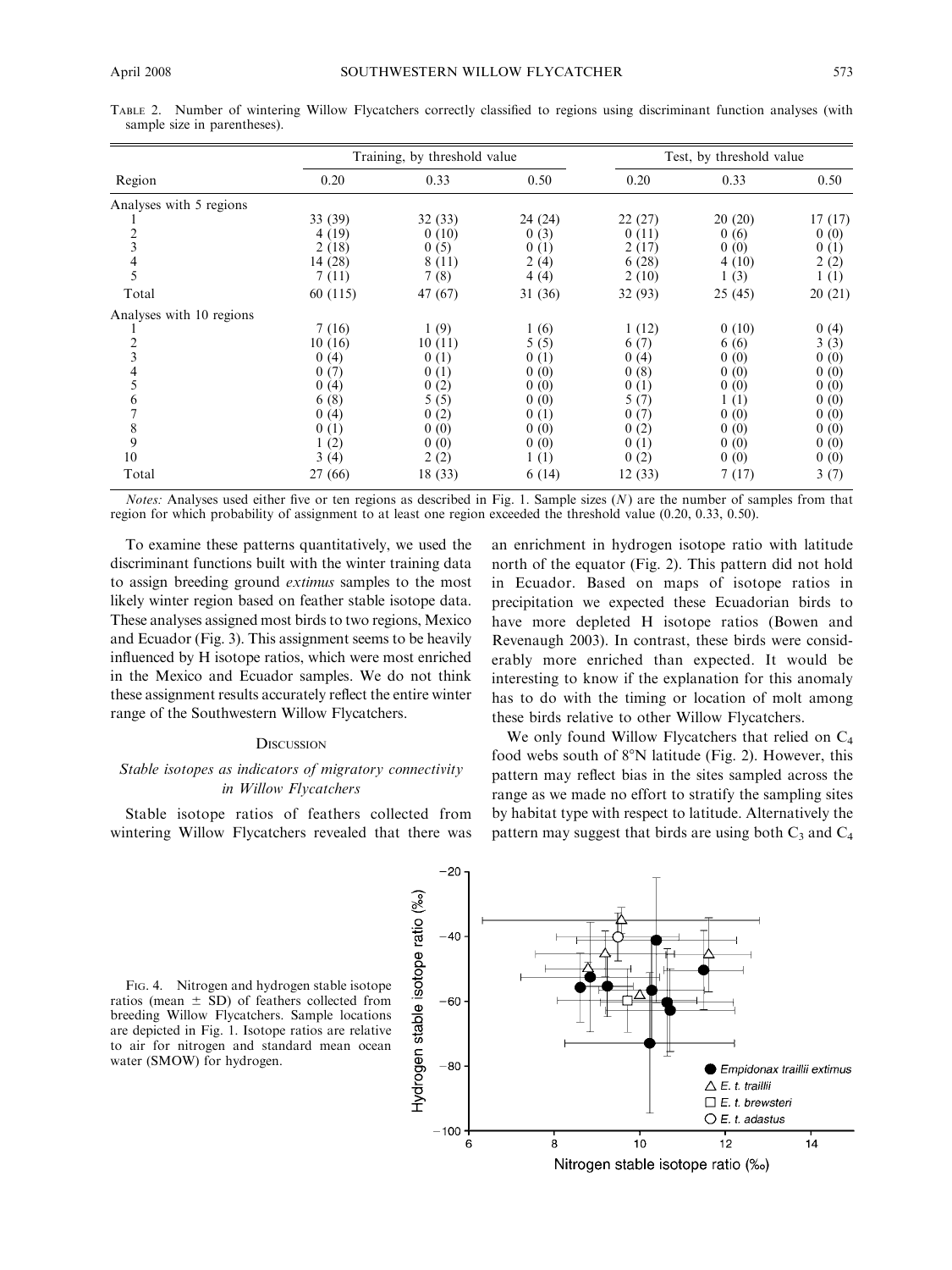TABLE 2. Number of wintering Willow Flycatchers correctly classified to regions using discriminant function analyses (with sample size in parentheses).

| Region | Training, by threshold value | | | Test, by threshold value | | |
|---|---|---|---|---|---|---|
| | 0.20 | 0.33 | 0.50 | 0.20 | 0.33 | 0.50 |
| Analyses with 5 regions | | | | | | |
| 1 | 33 (39) | 32 (33) | 24 (24) | 22 (27) | 20 (20) | 17 (17) |
| 2 | 4 (19) | 0 (10) | 0 (3) | 0 (11) | 0 (6) | 0 (0) |
| 3 | 2 (18) | 0 (5) | 0 (1) | 2 (17) | 0 (0) | 0 (1) |
| 4 | 14 (28) | 8 (11) | 2 (4) | 6 (28) | 4 (10) | 2 (2) |
| 5 | 7 (11) | 7 (8) | 4 (4) | 2 (10) | 1 (3) | 1 (1) |
| Total | 60 (115) | 47 (67) | 31 (36) | 32 (93) | 25 (45) | 20 (21) |
| Analyses with 10 regions | | | | | | |
| 1 | 7 (16) | 1 (9) | 1 (6) | 1 (12) | 0 (10) | 0 (4) |
| 2 | 10 (16) | 10 (11) | 5 (5) | 6 (7) | 6 (6) | 3 (3) |
| 3 | 0 (4) | 0 (1) | 0 (1) | 0 (4) | 0 (0) | 0 (0) |
| 4 | 0 (7) | 0 (1) | 0 (0) | 0 (8) | 0 (0) | 0 (0) |
| 5 | 0 (4) | 0 (2) | 0 (0) | 0 (1) | 0 (0) | 0 (0) |
| 6 | 6 (8) | 5 (5) | 0 (0) | 5 (7) | 1 (1) | 0 (0) |
| 7 | 0 (4) | 0 (2) | 0 (1) | 0 (7) | 0 (0) | 0 (0) |
| 8 | 0 (1) | 0 (0) | 0 (0) | 0 (2) | 0 (0) | 0 (0) |
| 9 | 1 (2) | 0 (0) | 0 (0) | 0 (1) | 0 (0) | 0 (0) |
| 10 | 3 (4) | 2 (2) | 1 (1) | 0 (2) | 0 (0) | 0 (0) |
| Total | 27 (66) | 18 (33) | 6 (14) | 12 (33) | 7 (17) | 3 (7) |

*Notes:* Analyses used either five or ten regions as described in Fig. 1. Sample sizes ($N$) are the number of samples from that region for which probability of assignment to at least one region exceeded the threshold value (0.20, 0.33, 0.50).

To examine these patterns quantitatively, we used the discriminant functions built with the winter training data to assign breeding ground *extimus* samples to the most likely winter region based on feather stable isotope data. These analyses assigned most birds to two regions, Mexico and Ecuador (Fig. 3). This assignment seems to be heavily influenced by H isotope ratios, which were most enriched in the Mexico and Ecuador samples. We do not think these assignment results accurately reflect the entire winter range of the Southwestern Willow Flycatchers.

## DISCUSSION

### *Stable isotopes as indicators of migratory connectivity in Willow Flycatchers*

Stable isotope ratios of feathers collected from wintering Willow Flycatchers revealed that there was an enrichment in hydrogen isotope ratio with latitude north of the equator (Fig. 2). This pattern did not hold in Ecuador. Based on maps of isotope ratios in precipitation we expected these Ecuadorian birds to have more depleted H isotope ratios (Bowen and Revenaugh 2003). In contrast, these birds were considerably more enriched than expected. It would be interesting to know if the explanation for this anomaly has to do with the timing or location of molt among these birds relative to other Willow Flycatchers.

We only found Willow Flycatchers that relied on $C_4$ food webs south of 8°N latitude (Fig. 2). However, this pattern may reflect bias in the sites sampled across the range as we made no effort to stratify the sampling sites by habitat type with respect to latitude. Alternatively the pattern may suggest that birds are using both $C_3$ and $C_4$

FIG. 4. Nitrogen and hydrogen stable isotope ratios (mean ± SD) of feathers collected from breeding Willow Flycatchers. Sample locations are depicted in Fig. 1. Isotope ratios are relative to air for nitrogen and standard mean ocean water (SMOW) for hydrogen.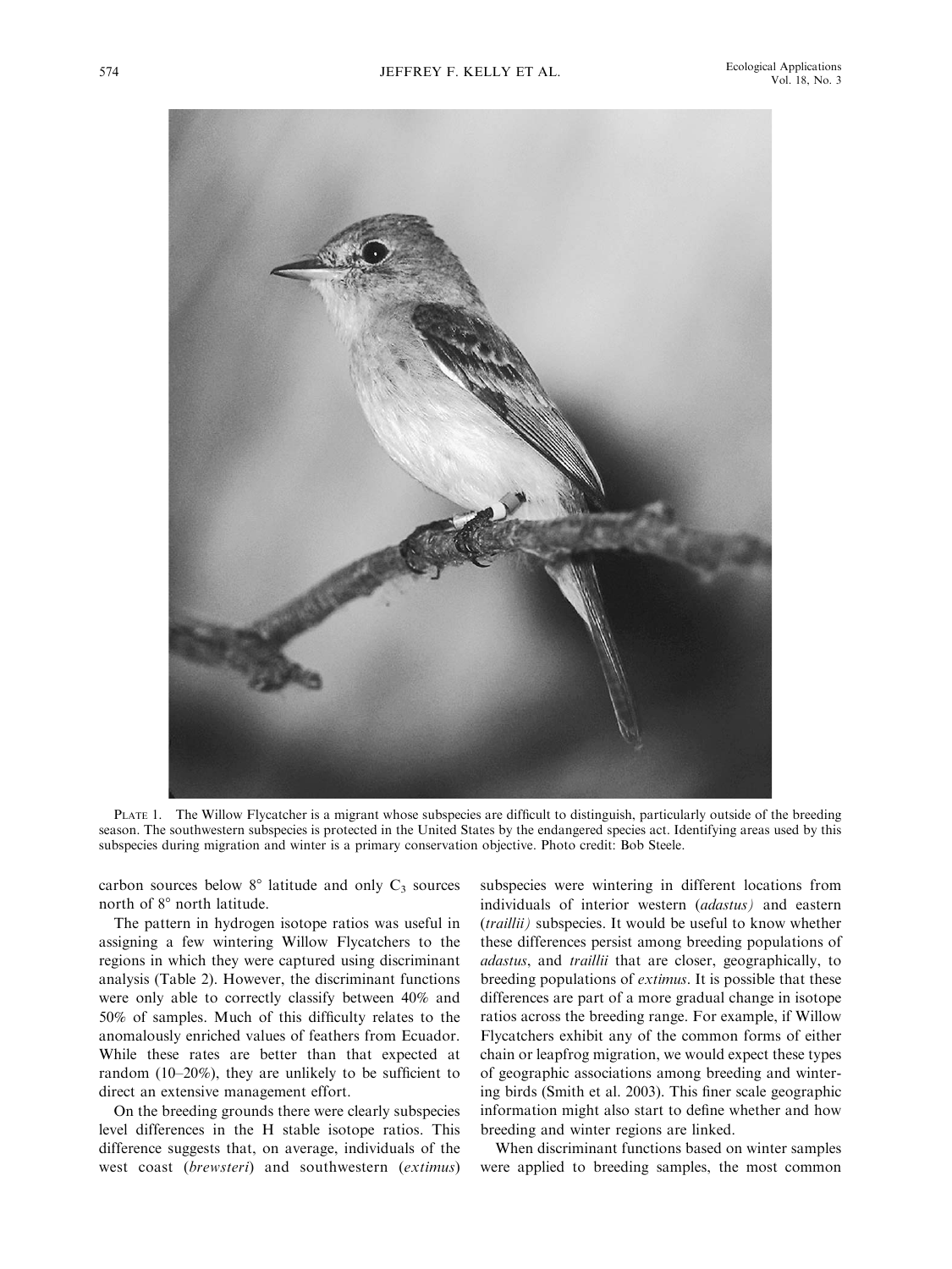PLATE 1. The Willow Flycatcher is a migrant whose subspecies are difficult to distinguish, particularly outside of the breeding season. The southwestern subspecies is protected in the United States by the endangered species act. Identifying areas used by this subspecies during migration and winter is a primary conservation objective. Photo credit: Bob Steele.

carbon sources below 8° latitude and only $C_3$ sources north of 8° north latitude.

The pattern in hydrogen isotope ratios was useful in assigning a few wintering Willow Flycatchers to the regions in which they were captured using discriminant analysis (Table 2). However, the discriminant functions were only able to correctly classify between 40% and 50% of samples. Much of this difficulty relates to the anomalously enriched values of feathers from Ecuador. While these rates are better than that expected at random (10–20%), they are unlikely to be sufficient to direct an extensive management effort.

On the breeding grounds there were clearly subspecies level differences in the H stable isotope ratios. This difference suggests that, on average, individuals of the west coast (*brewsteri*) and southwestern (*extimus*) subspecies were wintering in different locations from individuals of interior western (*adastus)* and eastern (*traillii)* subspecies. It would be useful to know whether these differences persist among breeding populations of *adastus*, and *traillii* that are closer, geographically, to breeding populations of *extimus*. It is possible that these differences are part of a more gradual change in isotope ratios across the breeding range. For example, if Willow Flycatchers exhibit any of the common forms of either chain or leapfrog migration, we would expect these types of geographic associations among breeding and wintering birds (Smith et al. 2003). This finer scale geographic information might also start to define whether and how breeding and winter regions are linked.

When discriminant functions based on winter samples were applied to breeding samples, the most common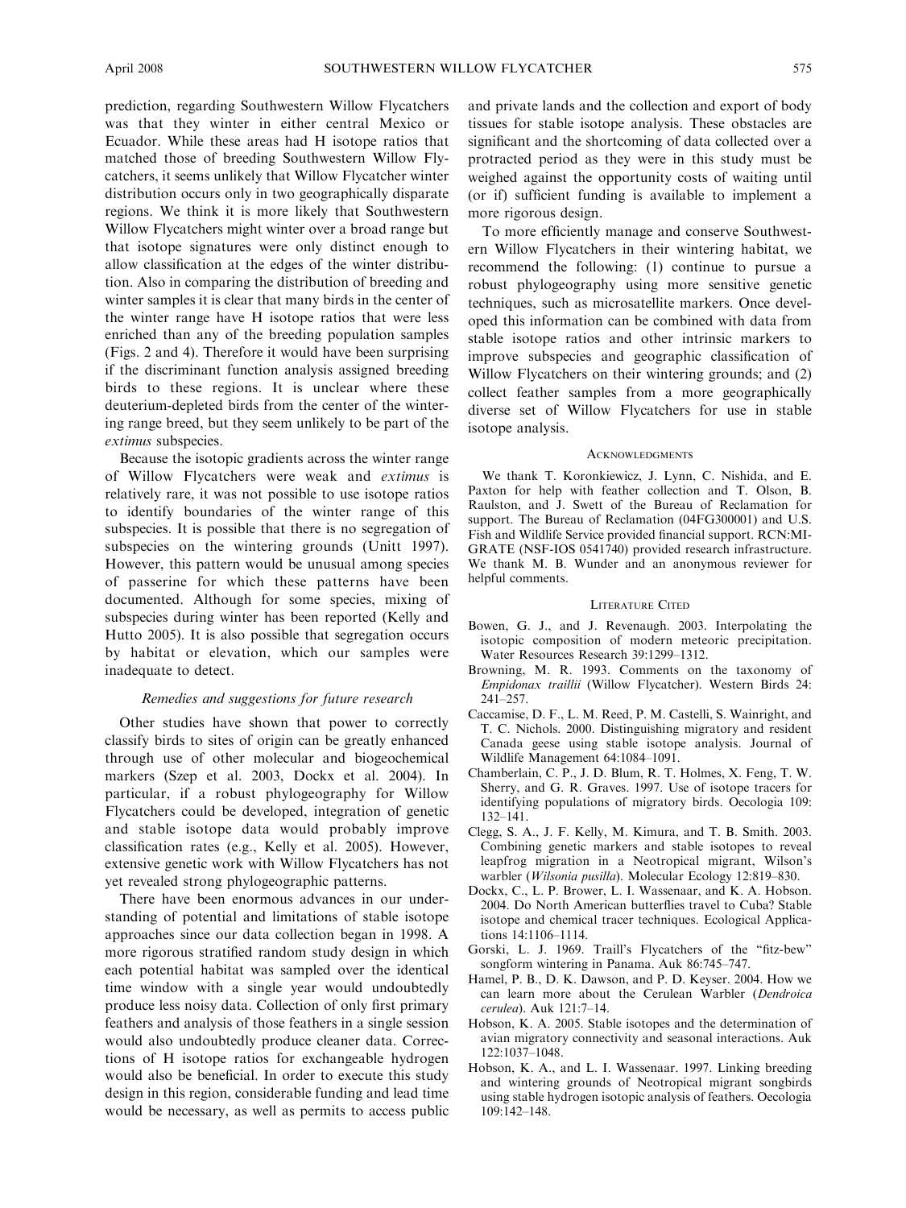prediction, regarding Southwestern Willow Flycatchers was that they winter in either central Mexico or Ecuador. While these areas had H isotope ratios that matched those of breeding Southwestern Willow Flycatchers, it seems unlikely that Willow Flycatcher winter distribution occurs only in two geographically disparate regions. We think it is more likely that Southwestern Willow Flycatchers might winter over a broad range but that isotope signatures were only distinct enough to allow classification at the edges of the winter distribution. Also in comparing the distribution of breeding and winter samples it is clear that many birds in the center of the winter range have H isotope ratios that were less enriched than any of the breeding population samples (Figs. 2 and 4). Therefore it would have been surprising if the discriminant function analysis assigned breeding birds to these regions. It is unclear where these deuterium-depleted birds from the center of the wintering range breed, but they seem unlikely to be part of the *extimus* subspecies.

Because the isotopic gradients across the winter range of Willow Flycatchers were weak and *extimus* is relatively rare, it was not possible to use isotope ratios to identify boundaries of the winter range of this subspecies. It is possible that there is no segregation of subspecies on the wintering grounds (Unitt 1997). However, this pattern would be unusual among species of passerine for which these patterns have been documented. Although for some species, mixing of subspecies during winter has been reported (Kelly and Hutto 2005). It is also possible that segregation occurs by habitat or elevation, which our samples were inadequate to detect.

### *Remedies and suggestions for future research*

Other studies have shown that power to correctly classify birds to sites of origin can be greatly enhanced through use of other molecular and biogeochemical markers (Szep et al. 2003, Dockx et al. 2004). In particular, if a robust phylogeography for Willow Flycatchers could be developed, integration of genetic and stable isotope data would probably improve classification rates (e.g., Kelly et al. 2005). However, extensive genetic work with Willow Flycatchers has not yet revealed strong phylogeographic patterns.

There have been enormous advances in our understanding of potential and limitations of stable isotope approaches since our data collection began in 1998. A more rigorous stratified random study design in which each potential habitat was sampled over the identical time window with a single year would undoubtedly produce less noisy data. Collection of only first primary feathers and analysis of those feathers in a single session would also undoubtedly produce cleaner data. Corrections of H isotope ratios for exchangeable hydrogen would also be beneficial. In order to execute this study design in this region, considerable funding and lead time would be necessary, as well as permits to access public and private lands and the collection and export of body tissues for stable isotope analysis. These obstacles are significant and the shortcoming of data collected over a protracted period as they were in this study must be weighed against the opportunity costs of waiting until (or if) sufficient funding is available to implement a more rigorous design.

To more efficiently manage and conserve Southwestern Willow Flycatchers in their wintering habitat, we recommend the following: (1) continue to pursue a robust phylogeography using more sensitive genetic techniques, such as microsatellite markers. Once developed this information can be combined with data from stable isotope ratios and other intrinsic markers to improve subspecies and geographic classification of Willow Flycatchers on their wintering grounds; and (2) collect feather samples from a more geographically diverse set of Willow Flycatchers for use in stable isotope analysis.

## Acknowledgments

We thank T. Koronkiewicz, J. Lynn, C. Nishida, and E. Paxton for help with feather collection and T. Olson, B. Raulston, and J. Swett of the Bureau of Reclamation for support. The Bureau of Reclamation (04FG300001) and U.S. Fish and Wildlife Service provided financial support. RCN:MIGRATE (NSF-IOS 0541740) provided research infrastructure. We thank M. B. Wunder and an anonymous reviewer for helpful comments.

## Literature Cited

Bowen, G. J., and J. Revenaugh. 2003. Interpolating the isotopic composition of modern meteoric precipitation. Water Resources Research 39:1299–1312.

Browning, M. R. 1993. Comments on the taxonomy of *Empidonax traillii* (Willow Flycatcher). Western Birds 24: 241–257.

Caccamise, D. F., L. M. Reed, P. M. Castelli, S. Wainright, and T. C. Nichols. 2000. Distinguishing migratory and resident Canada geese using stable isotope analysis. Journal of Wildlife Management 64:1084–1091.

Chamberlain, C. P., J. D. Blum, R. T. Holmes, X. Feng, T. W. Sherry, and G. R. Graves. 1997. Use of isotope tracers for identifying populations of migratory birds. Oecologia 109: 132–141.

Clegg, S. A., J. F. Kelly, M. Kimura, and T. B. Smith. 2003. Combining genetic markers and stable isotopes to reveal leapfrog migration in a Neotropical migrant, Wilson's warbler (*Wilsonia pusilla*). Molecular Ecology 12:819–830.

Dockx, C., L. P. Brower, L. I. Wassenaar, and K. A. Hobson. 2004. Do North American butterflies travel to Cuba? Stable isotope and chemical tracer techniques. Ecological Applications 14:1106–1114.

Gorski, L. J. 1969. Traill's Flycatchers of the "fitz-bew" songform wintering in Panama. Auk 86:745–747.

Hamel, P. B., D. K. Dawson, and P. D. Keyser. 2004. How we can learn more about the Cerulean Warbler (*Dendroica cerulea*). Auk 121:7–14.

Hobson, K. A. 2005. Stable isotopes and the determination of avian migratory connectivity and seasonal interactions. Auk 122:1037–1048.

Hobson, K. A., and L. I. Wassenaar. 1997. Linking breeding and wintering grounds of Neotropical migrant songbirds using stable hydrogen isotopic analysis of feathers. Oecologia 109:142–148.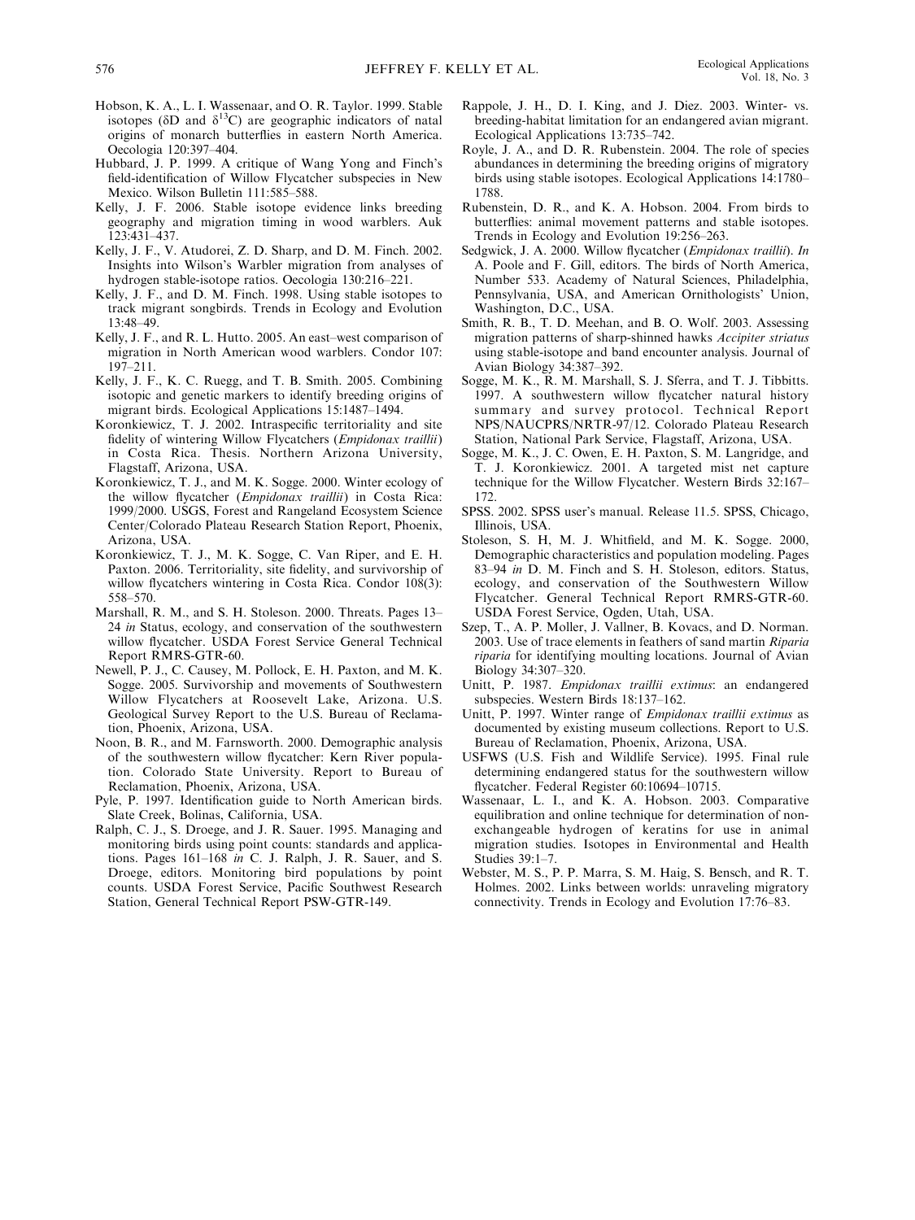Hobson, K. A., L. I. Wassenaar, and O. R. Taylor. 1999. Stable isotopes ($\delta D$ and $\delta^{13}C$) are geographic indicators of natal origins of monarch butterflies in eastern North America. Oecologia 120:397–404.

Hubbard, J. P. 1999. A critique of Wang Yong and Finch's field-identification of Willow Flycatcher subspecies in New Mexico. Wilson Bulletin 111:585–588.

Kelly, J. F. 2006. Stable isotope evidence links breeding geography and migration timing in wood warblers. Auk 123:431–437.

Kelly, J. F., V. Atudorei, Z. D. Sharp, and D. M. Finch. 2002. Insights into Wilson's Warbler migration from analyses of hydrogen stable-isotope ratios. Oecologia 130:216–221.

Kelly, J. F., and D. M. Finch. 1998. Using stable isotopes to track migrant songbirds. Trends in Ecology and Evolution 13:48–49.

Kelly, J. F., and R. L. Hutto. 2005. An east–west comparison of migration in North American wood warblers. Condor 107: 197–211.

Kelly, J. F., K. C. Ruegg, and T. B. Smith. 2005. Combining isotopic and genetic markers to identify breeding origins of migrant birds. Ecological Applications 15:1487–1494.

Koronkiewicz, T. J. 2002. Intraspecific territoriality and site fidelity of wintering Willow Flycatchers (*Empidonax traillii*) in Costa Rica. Thesis. Northern Arizona University, Flagstaff, Arizona, USA.

Koronkiewicz, T. J., and M. K. Sogge. 2000. Winter ecology of the willow flycatcher (*Empidonax traillii*) in Costa Rica: 1999/2000. USGS, Forest and Rangeland Ecosystem Science Center/Colorado Plateau Research Station Report, Phoenix, Arizona, USA.

Koronkiewicz, T. J., M. K. Sogge, C. Van Riper, and E. H. Paxton. 2006. Territoriality, site fidelity, and survivorship of willow flycatchers wintering in Costa Rica. Condor 108(3): 558–570.

Marshall, R. M., and S. H. Stoleson. 2000. Threats. Pages 13–24 *in* Status, ecology, and conservation of the southwestern willow flycatcher. USDA Forest Service General Technical Report RMRS-GTR-60.

Newell, P. J., C. Causey, M. Pollock, E. H. Paxton, and M. K. Sogge. 2005. Survivorship and movements of Southwestern Willow Flycatchers at Roosevelt Lake, Arizona. U.S. Geological Survey Report to the U.S. Bureau of Reclamation, Phoenix, Arizona, USA.

Noon, B. R., and M. Farnsworth. 2000. Demographic analysis of the southwestern willow flycatcher: Kern River population. Colorado State University. Report to Bureau of Reclamation, Phoenix, Arizona, USA.

Pyle, P. 1997. Identification guide to North American birds. Slate Creek, Bolinas, California, USA.

Ralph, C. J., S. Droege, and J. R. Sauer. 1995. Managing and monitoring birds using point counts: standards and applications. Pages 161–168 *in* C. J. Ralph, J. R. Sauer, and S. Droege, editors. Monitoring bird populations by point counts. USDA Forest Service, Pacific Southwest Research Station, General Technical Report PSW-GTR-149.

Rappole, J. H., D. I. King, and J. Diez. 2003. Winter- vs. breeding-habitat limitation for an endangered avian migrant. Ecological Applications 13:735–742.

Royle, J. A., and D. R. Rubenstein. 2004. The role of species abundances in determining the breeding origins of migratory birds using stable isotopes. Ecological Applications 14:1780–1788.

Rubenstein, D. R., and K. A. Hobson. 2004. From birds to butterflies: animal movement patterns and stable isotopes. Trends in Ecology and Evolution 19:256–263.

Sedgwick, J. A. 2000. Willow flycatcher (*Empidonax traillii*). *In* A. Poole and F. Gill, editors. The birds of North America, Number 533. Academy of Natural Sciences, Philadelphia, Pennsylvania, USA, and American Ornithologists' Union, Washington, D.C., USA.

Smith, R. B., T. D. Meehan, and B. O. Wolf. 2003. Assessing migration patterns of sharp-shinned hawks *Accipiter striatus* using stable-isotope and band encounter analysis. Journal of Avian Biology 34:387–392.

Sogge, M. K., R. M. Marshall, S. J. Sferra, and T. J. Tibbitts. 1997. A southwestern willow flycatcher natural history summary and survey protocol. Technical Report NPS/NAUCPRS/NRTR-97/12. Colorado Plateau Research Station, National Park Service, Flagstaff, Arizona, USA.

Sogge, M. K., J. C. Owen, E. H. Paxton, S. M. Langridge, and T. J. Koronkiewicz. 2001. A targeted mist net capture technique for the Willow Flycatcher. Western Birds 32:167–172.

SPSS. 2002. SPSS user's manual. Release 11.5. SPSS, Chicago, Illinois, USA.

Stoleson, S. H, M. J. Whitfield, and M. K. Sogge. 2000, Demographic characteristics and population modeling. Pages 83–94 *in* D. M. Finch and S. H. Stoleson, editors. Status, ecology, and conservation of the Southwestern Willow Flycatcher. General Technical Report RMRS-GTR-60. USDA Forest Service, Ogden, Utah, USA.

Szep, T., A. P. Moller, J. Vallner, B. Kovacs, and D. Norman. 2003. Use of trace elements in feathers of sand martin *Riparia riparia* for identifying moulting locations. Journal of Avian Biology 34:307–320.

Unitt, P. 1987. *Empidonax traillii extimus*: an endangered subspecies. Western Birds 18:137–162.

Unitt, P. 1997. Winter range of *Empidonax traillii extimus* as documented by existing museum collections. Report to U.S. Bureau of Reclamation, Phoenix, Arizona, USA.

USFWS (U.S. Fish and Wildlife Service). 1995. Final rule determining endangered status for the southwestern willow flycatcher. Federal Register 60:10694–10715.

Wassenaar, L. I., and K. A. Hobson. 2003. Comparative equilibration and online technique for determination of non-exchangeable hydrogen of keratins for use in animal migration studies. Isotopes in Environmental and Health Studies 39:1–7.

Webster, M. S., P. P. Marra, S. M. Haig, S. Bensch, and R. T. Holmes. 2002. Links between worlds: unraveling migratory connectivity. Trends in Ecology and Evolution 17:76–83.